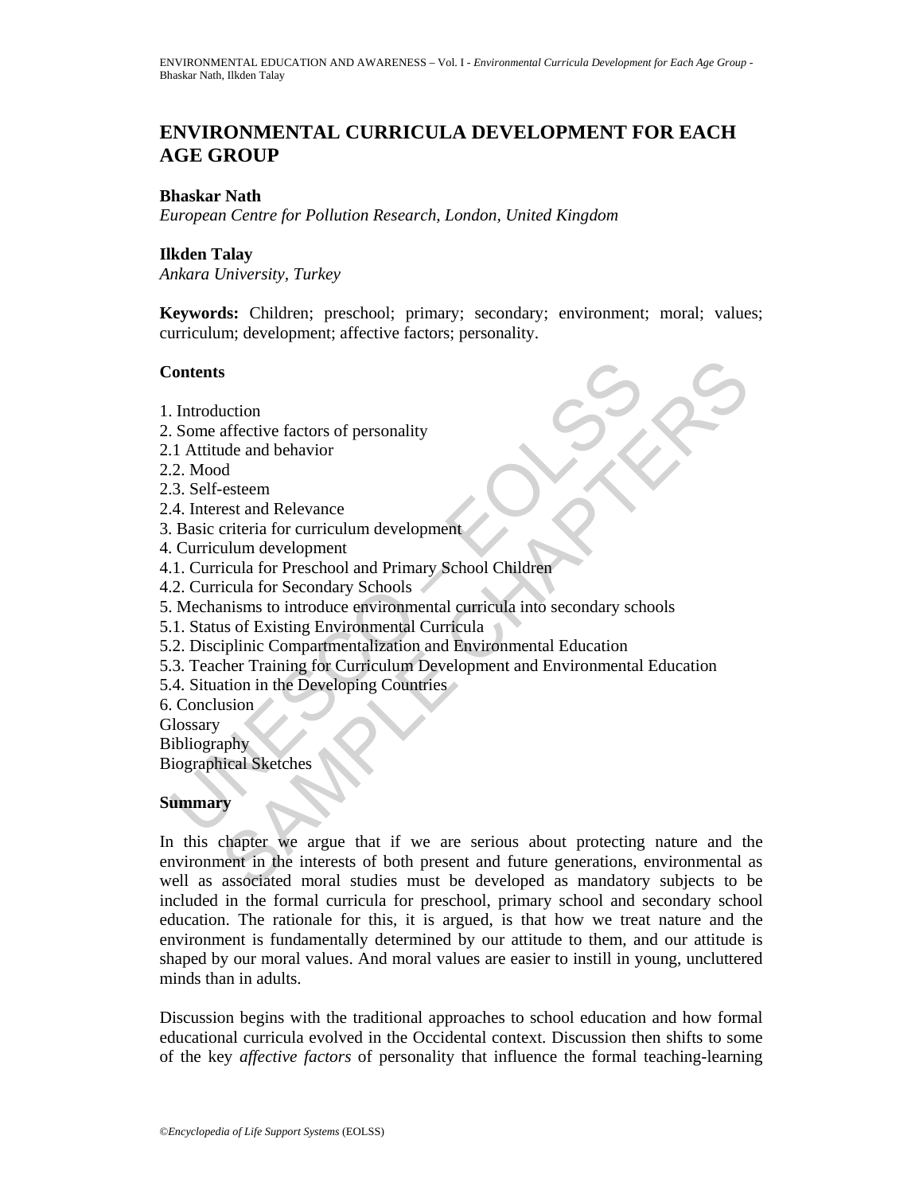# ENVIRONMENTAL CURRICULA DEVELOPMENT FOR EACH AGE GROUP

**Bhaskar Nath**
*European Centre for Pollution Research, London, United Kingdom*

**Ilkden Talay**
*Ankara University, Turkey*

**Keywords:** Children; preschool; primary; secondary; environment; moral; values; curriculum; development; affective factors; personality.

## Contents

1. Introduction
2. Some affective factors of personality
2.1 Attitude and behavior
2.2. Mood
2.3. Self-esteem
2.4. Interest and Relevance
3. Basic criteria for curriculum development
4. Curriculum development
4.1. Curricula for Preschool and Primary School Children
4.2. Curricula for Secondary Schools
5. Mechanisms to introduce environmental curricula into secondary schools
5.1. Status of Existing Environmental Curricula
5.2. Disciplinic Compartmentalization and Environmental Education
5.3. Teacher Training for Curriculum Development and Environmental Education
5.4. Situation in the Developing Countries
6. Conclusion
Glossary
Bibliography
Biographical Sketches

## Summary

In this chapter we argue that if we are serious about protecting nature and the environment in the interests of both present and future generations, environmental as well as associated moral studies must be developed as mandatory subjects to be included in the formal curricula for preschool, primary school and secondary school education. The rationale for this, it is argued, is that how we treat nature and the environment is fundamentally determined by our attitude to them, and our attitude is shaped by our moral values. And moral values are easier to instill in young, uncluttered minds than in adults.

Discussion begins with the traditional approaches to school education and how formal educational curricula evolved in the Occidental context. Discussion then shifts to some of the key *affective factors* of personality that influence the formal teaching-learning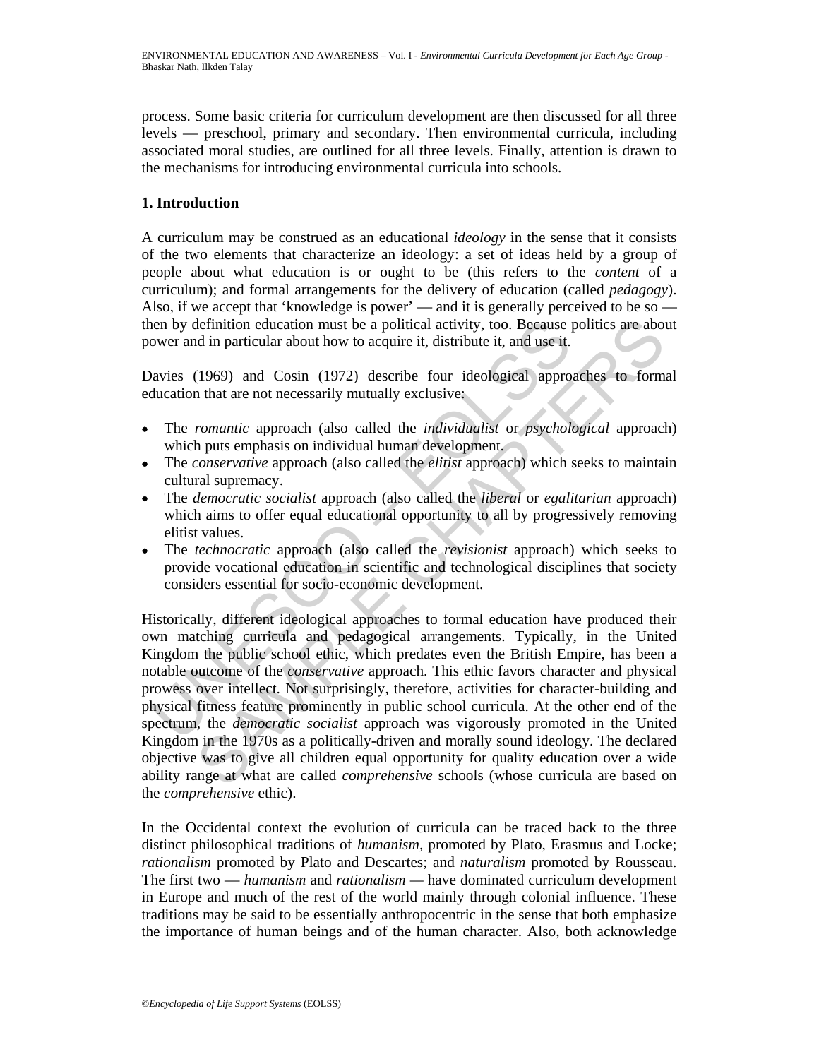process. Some basic criteria for curriculum development are then discussed for all three levels — preschool, primary and secondary. Then environmental curricula, including associated moral studies, are outlined for all three levels. Finally, attention is drawn to the mechanisms for introducing environmental curricula into schools.

## 1. Introduction

A curriculum may be construed as an educational *ideology* in the sense that it consists of the two elements that characterize an ideology: a set of ideas held by a group of people about what education is or ought to be (this refers to the *content* of a curriculum); and formal arrangements for the delivery of education (called *pedagogy*). Also, if we accept that 'knowledge is power' — and it is generally perceived to be so — then by definition education must be a political activity, too. Because politics are about power and in particular about how to acquire it, distribute it, and use it.

Davies (1969) and Cosin (1972) describe four ideological approaches to formal education that are not necessarily mutually exclusive:

- The *romantic* approach (also called the *individualist* or *psychological* approach) which puts emphasis on individual human development.
- The *conservative* approach (also called the *elitist* approach) which seeks to maintain cultural supremacy.
- The *democratic socialist* approach (also called the *liberal* or *egalitarian* approach) which aims to offer equal educational opportunity to all by progressively removing elitist values.
- The *technocratic* approach (also called the *revisionist* approach) which seeks to provide vocational education in scientific and technological disciplines that society considers essential for socio-economic development.

Historically, different ideological approaches to formal education have produced their own matching curricula and pedagogical arrangements. Typically, in the United Kingdom the public school ethic, which predates even the British Empire, has been a notable outcome of the *conservative* approach. This ethic favors character and physical prowess over intellect. Not surprisingly, therefore, activities for character-building and physical fitness feature prominently in public school curricula. At the other end of the spectrum, the *democratic socialist* approach was vigorously promoted in the United Kingdom in the 1970s as a politically-driven and morally sound ideology. The declared objective was to give all children equal opportunity for quality education over a wide ability range at what are called *comprehensive* schools (whose curricula are based on the *comprehensive* ethic).

In the Occidental context the evolution of curricula can be traced back to the three distinct philosophical traditions of *humanism*, promoted by Plato, Erasmus and Locke; *rationalism* promoted by Plato and Descartes; and *naturalism* promoted by Rousseau. The first two — *humanism* and *rationalism* — have dominated curriculum development in Europe and much of the rest of the world mainly through colonial influence. These traditions may be said to be essentially anthropocentric in the sense that both emphasize the importance of human beings and of the human character. Also, both acknowledge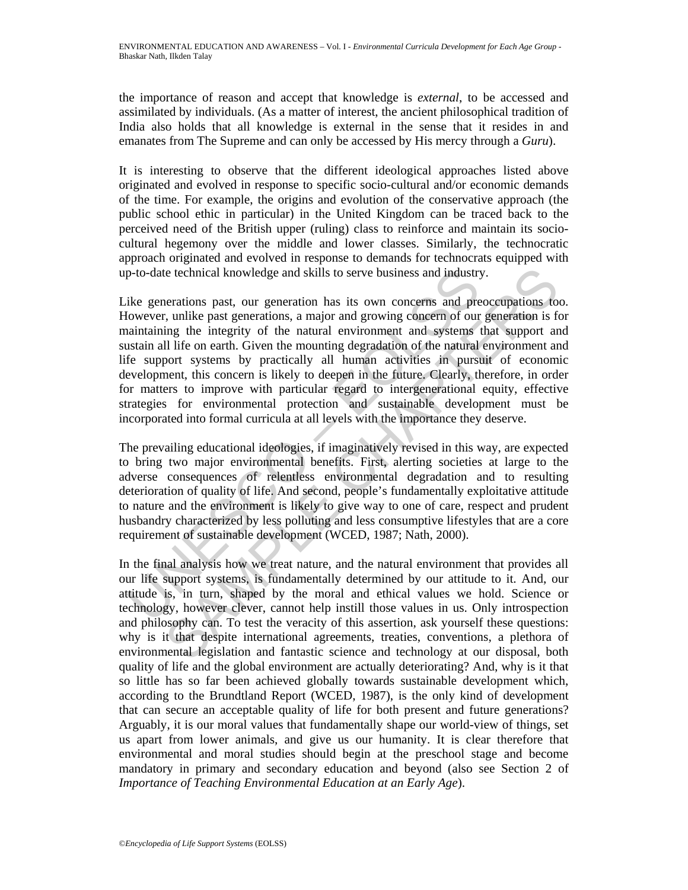the importance of reason and accept that knowledge is *external*, to be accessed and assimilated by individuals. (As a matter of interest, the ancient philosophical tradition of India also holds that all knowledge is external in the sense that it resides in and emanates from The Supreme and can only be accessed by His mercy through a *Guru*).

It is interesting to observe that the different ideological approaches listed above originated and evolved in response to specific socio-cultural and/or economic demands of the time. For example, the origins and evolution of the conservative approach (the public school ethic in particular) in the United Kingdom can be traced back to the perceived need of the British upper (ruling) class to reinforce and maintain its socio-cultural hegemony over the middle and lower classes. Similarly, the technocratic approach originated and evolved in response to demands for technocrats equipped with up-to-date technical knowledge and skills to serve business and industry.

Like generations past, our generation has its own concerns and preoccupations too. However, unlike past generations, a major and growing concern of our generation is for maintaining the integrity of the natural environment and systems that support and sustain all life on earth. Given the mounting degradation of the natural environment and life support systems by practically all human activities in pursuit of economic development, this concern is likely to deepen in the future. Clearly, therefore, in order for matters to improve with particular regard to intergenerational equity, effective strategies for environmental protection and sustainable development must be incorporated into formal curricula at all levels with the importance they deserve.

The prevailing educational ideologies, if imaginatively revised in this way, are expected to bring two major environmental benefits. First, alerting societies at large to the adverse consequences of relentless environmental degradation and to resulting deterioration of quality of life. And second, people's fundamentally exploitative attitude to nature and the environment is likely to give way to one of care, respect and prudent husbandry characterized by less polluting and less consumptive lifestyles that are a core requirement of sustainable development (WCED, 1987; Nath, 2000).

In the final analysis how we treat nature, and the natural environment that provides all our life support systems, is fundamentally determined by our attitude to it. And, our attitude is, in turn, shaped by the moral and ethical values we hold. Science or technology, however clever, cannot help instill those values in us. Only introspection and philosophy can. To test the veracity of this assertion, ask yourself these questions: why is it that despite international agreements, treaties, conventions, a plethora of environmental legislation and fantastic science and technology at our disposal, both quality of life and the global environment are actually deteriorating? And, why is it that so little has so far been achieved globally towards sustainable development which, according to the Brundtland Report (WCED, 1987), is the only kind of development that can secure an acceptable quality of life for both present and future generations? Arguably, it is our moral values that fundamentally shape our world-view of things, set us apart from lower animals, and give us our humanity. It is clear therefore that environmental and moral studies should begin at the preschool stage and become mandatory in primary and secondary education and beyond (also see Section 2 of *Importance of Teaching Environmental Education at an Early Age*).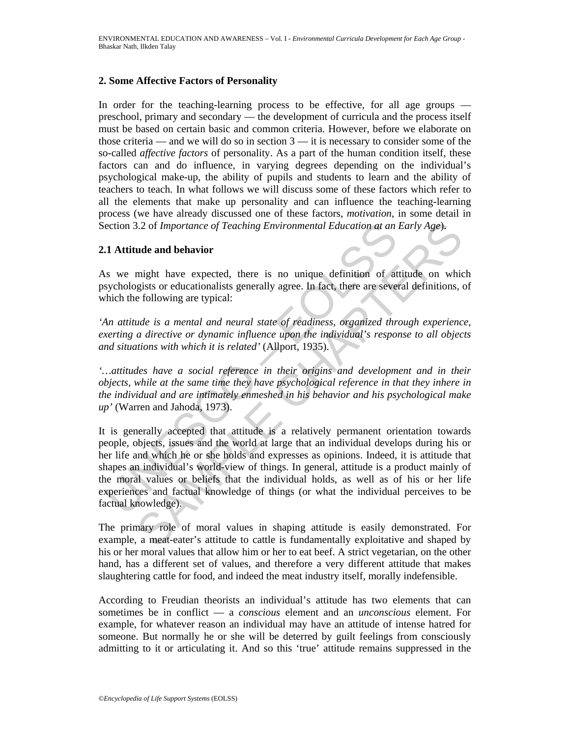## 2. Some Affective Factors of Personality

In order for the teaching-learning process to be effective, for all age groups — preschool, primary and secondary — the development of curricula and the process itself must be based on certain basic and common criteria. However, before we elaborate on those criteria — and we will do so in section 3 — it is necessary to consider some of the so-called *affective factors* of personality. As a part of the human condition itself, these factors can and do influence, in varying degrees depending on the individual's psychological make-up, the ability of pupils and students to learn and the ability of teachers to teach. In what follows we will discuss some of these factors which refer to all the elements that make up personality and can influence the teaching-learning process (we have already discussed one of these factors, *motivation*, in some detail in Section 3.2 of *Importance of Teaching Environmental Education at an Early Age*).

### 2.1 Attitude and behavior

As we might have expected, there is no unique definition of attitude on which psychologists or educationalists generally agree. In fact, there are several definitions, of which the following are typical:

*'An attitude is a mental and neural state of readiness, organized through experience, exerting a directive or dynamic influence upon the individual's response to all objects and situations with which it is related'* (Allport, 1935).

*'…attitudes have a social reference in their origins and development and in their objects, while at the same time they have psychological reference in that they inhere in the individual and are intimately enmeshed in his behavior and his psychological make up'* (Warren and Jahoda, 1973).

It is generally accepted that attitude is a relatively permanent orientation towards people, objects, issues and the world at large that an individual develops during his or her life and which he or she holds and expresses as opinions. Indeed, it is attitude that shapes an individual's world-view of things. In general, attitude is a product mainly of the moral values or beliefs that the individual holds, as well as of his or her life experiences and factual knowledge of things (or what the individual perceives to be factual knowledge).

The primary role of moral values in shaping attitude is easily demonstrated. For example, a meat-eater's attitude to cattle is fundamentally exploitative and shaped by his or her moral values that allow him or her to eat beef. A strict vegetarian, on the other hand, has a different set of values, and therefore a very different attitude that makes slaughtering cattle for food, and indeed the meat industry itself, morally indefensible.

According to Freudian theorists an individual's attitude has two elements that can sometimes be in conflict — a *conscious* element and an *unconscious* element. For example, for whatever reason an individual may have an attitude of intense hatred for someone. But normally he or she will be deterred by guilt feelings from consciously admitting to it or articulating it. And so this 'true' attitude remains suppressed in the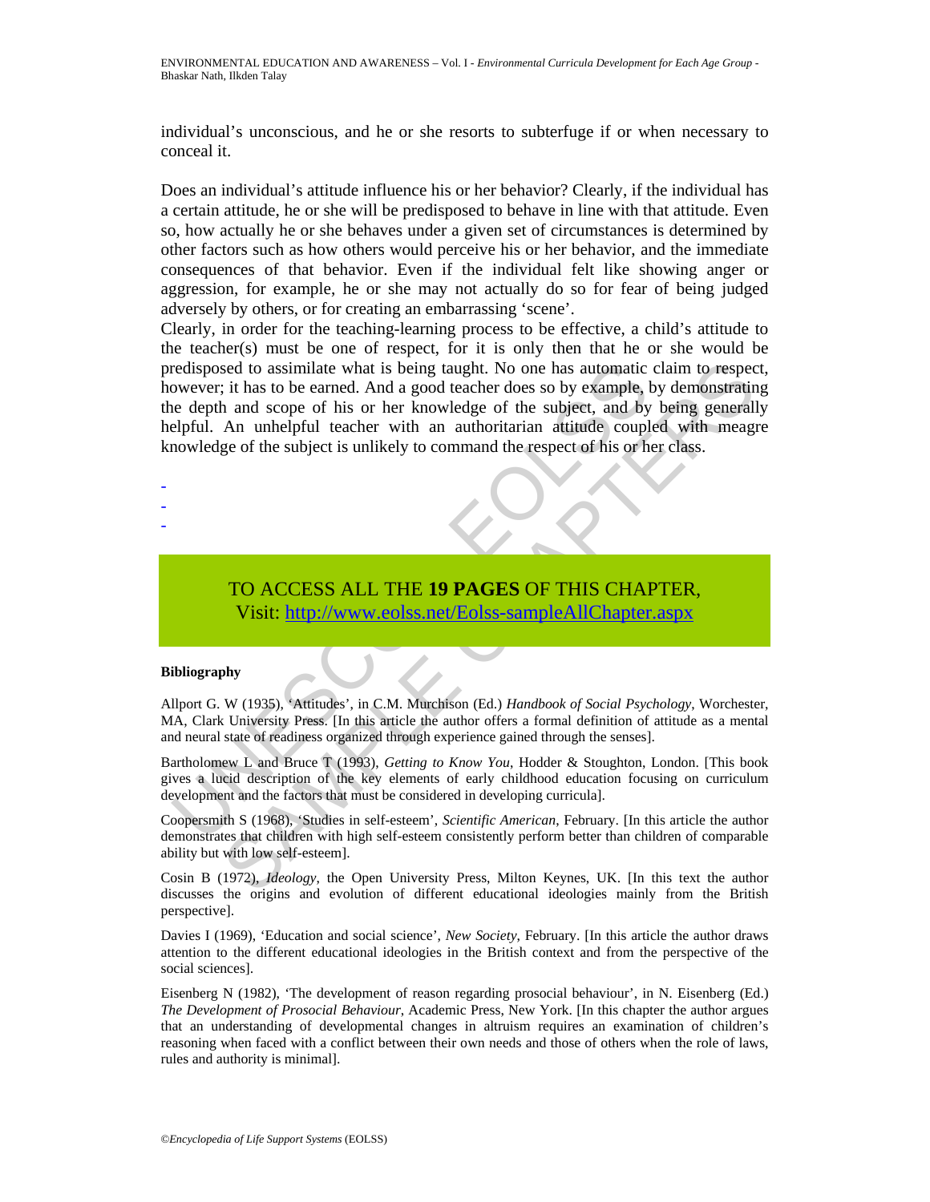individual's unconscious, and he or she resorts to subterfuge if or when necessary to conceal it.

Does an individual's attitude influence his or her behavior? Clearly, if the individual has a certain attitude, he or she will be predisposed to behave in line with that attitude. Even so, how actually he or she behaves under a given set of circumstances is determined by other factors such as how others would perceive his or her behavior, and the immediate consequences of that behavior. Even if the individual felt like showing anger or aggression, for example, he or she may not actually do so for fear of being judged adversely by others, or for creating an embarrassing 'scene'.

Clearly, in order for the teaching-learning process to be effective, a child's attitude to the teacher(s) must be one of respect, for it is only then that he or she would be predisposed to assimilate what is being taught. No one has automatic claim to respect, however; it has to be earned. And a good teacher does so by example, by demonstrating the depth and scope of his or her knowledge of the subject, and by being generally helpful. An unhelpful teacher with an authoritarian attitude coupled with meagre knowledge of the subject is unlikely to command the respect of his or her class.

-
-
-

TO ACCESS ALL THE **19 PAGES** OF THIS CHAPTER,
Visit: http://www.eolss.net/Eolss-sampleAllChapter.aspx

**Bibliography**

Allport G. W (1935), 'Attitudes', in C.M. Murchison (Ed.) *Handbook of Social Psychology*, Worchester, MA, Clark University Press. [In this article the author offers a formal definition of attitude as a mental and neural state of readiness organized through experience gained through the senses].

Bartholomew L and Bruce T (1993), *Getting to Know You*, Hodder & Stoughton, London. [This book gives a lucid description of the key elements of early childhood education focusing on curriculum development and the factors that must be considered in developing curricula].

Coopersmith S (1968), 'Studies in self-esteem', *Scientific American*, February. [In this article the author demonstrates that children with high self-esteem consistently perform better than children of comparable ability but with low self-esteem].

Cosin B (1972), *Ideology*, the Open University Press, Milton Keynes, UK. [In this text the author discusses the origins and evolution of different educational ideologies mainly from the British perspective].

Davies I (1969), 'Education and social science', *New Society*, February. [In this article the author draws attention to the different educational ideologies in the British context and from the perspective of the social sciences].

Eisenberg N (1982), 'The development of reason regarding prosocial behaviour', in N. Eisenberg (Ed.) *The Development of Prosocial Behaviour*, Academic Press, New York. [In this chapter the author argues that an understanding of developmental changes in altruism requires an examination of children's reasoning when faced with a conflict between their own needs and those of others when the role of laws, rules and authority is minimal].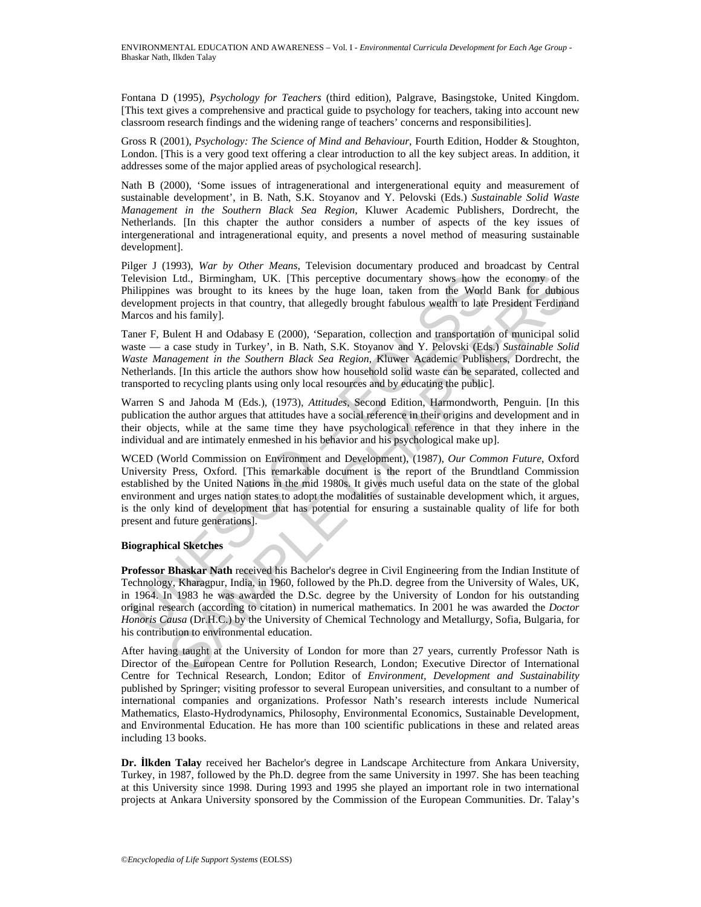Fontana D (1995), *Psychology for Teachers* (third edition), Palgrave, Basingstoke, United Kingdom. [This text gives a comprehensive and practical guide to psychology for teachers, taking into account new classroom research findings and the widening range of teachers' concerns and responsibilities].

Gross R (2001), *Psychology: The Science of Mind and Behaviour*, Fourth Edition, Hodder & Stoughton, London. [This is a very good text offering a clear introduction to all the key subject areas. In addition, it addresses some of the major applied areas of psychological research].

Nath B (2000), 'Some issues of intragenerational and intergenerational equity and measurement of sustainable development', in B. Nath, S.K. Stoyanov and Y. Pelovski (Eds.) *Sustainable Solid Waste Management in the Southern Black Sea Region*, Kluwer Academic Publishers, Dordrecht, the Netherlands. [In this chapter the author considers a number of aspects of the key issues of intergenerational and intragenerational equity, and presents a novel method of measuring sustainable development].

Pilger J (1993), *War by Other Means*, Television documentary produced and broadcast by Central Television Ltd., Birmingham, UK. [This perceptive documentary shows how the economy of the Philippines was brought to its knees by the huge loan, taken from the World Bank for dubious development projects in that country, that allegedly brought fabulous wealth to late President Ferdinand Marcos and his family].

Taner F, Bulent H and Odabasy E (2000), 'Separation, collection and transportation of municipal solid waste — a case study in Turkey', in B. Nath, S.K. Stoyanov and Y. Pelovski (Eds.) *Sustainable Solid Waste Management in the Southern Black Sea Region*, Kluwer Academic Publishers, Dordrecht, the Netherlands. [In this article the authors show how household solid waste can be separated, collected and transported to recycling plants using only local resources and by educating the public].

Warren S and Jahoda M (Eds.), (1973), *Attitudes*, Second Edition, Harmondworth, Penguin. [In this publication the author argues that attitudes have a social reference in their origins and development and in their objects, while at the same time they have psychological reference in that they inhere in the individual and are intimately enmeshed in his behavior and his psychological make up].

WCED (World Commission on Environment and Development), (1987), *Our Common Future*, Oxford University Press, Oxford. [This remarkable document is the report of the Brundtland Commission established by the United Nations in the mid 1980s. It gives much useful data on the state of the global environment and urges nation states to adopt the modalities of sustainable development which, it argues, is the only kind of development that has potential for ensuring a sustainable quality of life for both present and future generations].

**Biographical Sketches**

**Professor Bhaskar Nath** received his Bachelor's degree in Civil Engineering from the Indian Institute of Technology, Kharagpur, India, in 1960, followed by the Ph.D. degree from the University of Wales, UK, in 1964. In 1983 he was awarded the D.Sc. degree by the University of London for his outstanding original research (according to citation) in numerical mathematics. In 2001 he was awarded the *Doctor Honoris Causa* (Dr.H.C.) by the University of Chemical Technology and Metallurgy, Sofia, Bulgaria, for his contribution to environmental education.

After having taught at the University of London for more than 27 years, currently Professor Nath is Director of the European Centre for Pollution Research, London; Executive Director of International Centre for Technical Research, London; Editor of *Environment, Development and Sustainability* published by Springer; visiting professor to several European universities, and consultant to a number of international companies and organizations. Professor Nath's research interests include Numerical Mathematics, Elasto-Hydrodynamics, Philosophy, Environmental Economics, Sustainable Development, and Environmental Education. He has more than 100 scientific publications in these and related areas including 13 books.

**Dr. İlkden Talay** received her Bachelor's degree in Landscape Architecture from Ankara University, Turkey, in 1987, followed by the Ph.D. degree from the same University in 1997. She has been teaching at this University since 1998. During 1993 and 1995 she played an important role in two international projects at Ankara University sponsored by the Commission of the European Communities. Dr. Talay's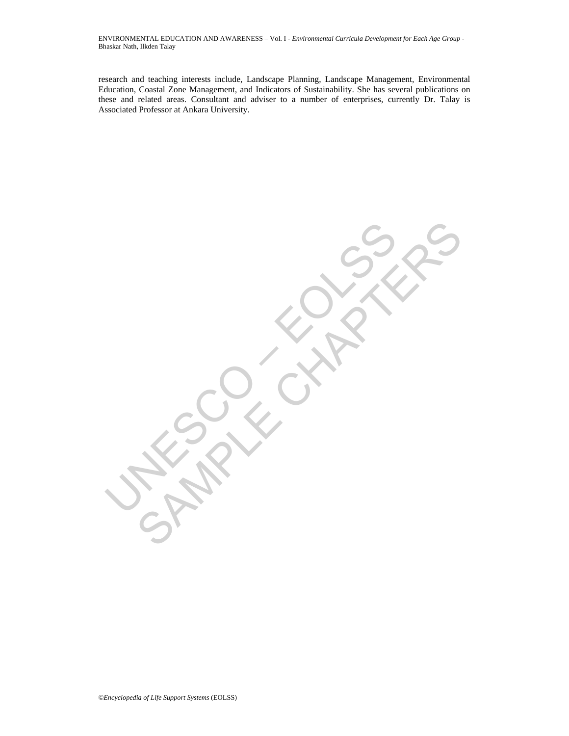research and teaching interests include, Landscape Planning, Landscape Management, Environmental Education, Coastal Zone Management, and Indicators of Sustainability. She has several publications on these and related areas. Consultant and adviser to a number of enterprises, currently Dr. Talay is Associated Professor at Ankara University.